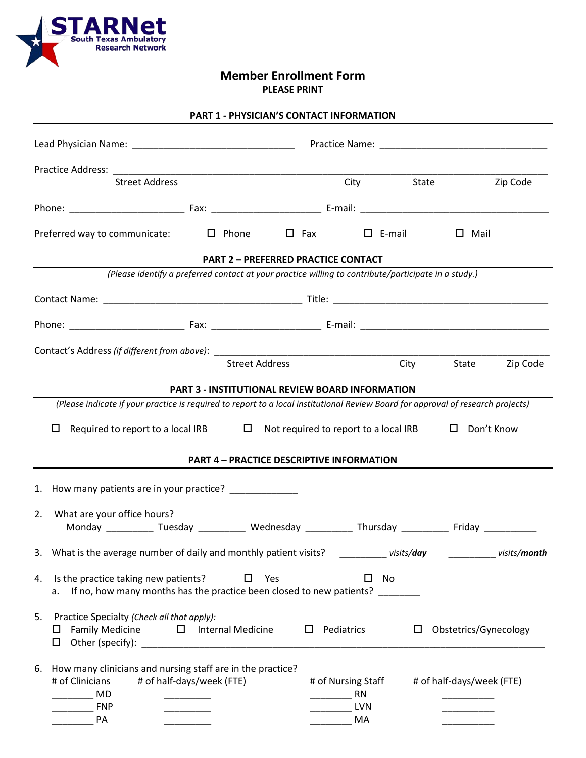**STARNet**
South Texas Ambulatory Research Network

# Member Enrollment Form

**PLEASE PRINT**

## PART 1 - PHYSICIAN'S CONTACT INFORMATION

Lead Physician Name: ______________________________ Practice Name: ______________________________

Practice Address: ________________________________________________________________________
Street Address City State Zip Code

Phone: _____________________ Fax: ____________________ E-mail: ___________________________________

Preferred way to communicate: ☐ Phone ☐ Fax ☐ E-mail ☐ Mail

## PART 2 – PREFERRED PRACTICE CONTACT

*(Please identify a preferred contact at your practice willing to contribute/participate in a study.)*

Contact Name: _____________________________________ Title: ________________________________________

Phone: _____________________ Fax: ____________________ E-mail: ___________________________________

Contact's Address *(if different from above)*: ___________________________________________________________
Street Address City State Zip Code

## PART 3 - INSTITUTIONAL REVIEW BOARD INFORMATION

*(Please indicate if your practice is required to report to a local institutional Review Board for approval of research projects)*

☐ Required to report to a local IRB ☐ Not required to report to a local IRB ☐ Don't Know

## PART 4 – PRACTICE DESCRIPTIVE INFORMATION

1. How many patients are in your practice? ____________

2. What are your office hours?
   Monday _________ Tuesday _________ Wednesday _________ Thursday _________ Friday __________

3. What is the average number of daily and monthly patient visits? _________ *visits/**day*** _________ *visits/**month***

4. Is the practice taking new patients? ☐ Yes ☐ No
   a. If no, how many months has the practice been closed to new patients? ________

5. Practice Specialty *(Check all that apply):*
   ☐ Family Medicine ☐ Internal Medicine ☐ Pediatrics ☐ Obstetrics/Gynecology
   ☐ Other (specify): ____________________________________________________________________________

6. How many clinicians and nursing staff are in the practice?

| # of Clinicians | # of half-days/week (FTE) | # of Nursing Staff | # of half-days/week (FTE) |
|---|---|---|---|
| ________ MD | _________ | ________ RN | __________ |
| ________ FNP | _________ | ________ LVN | __________ |
| ________ PA | _________ | ________ MA | __________ |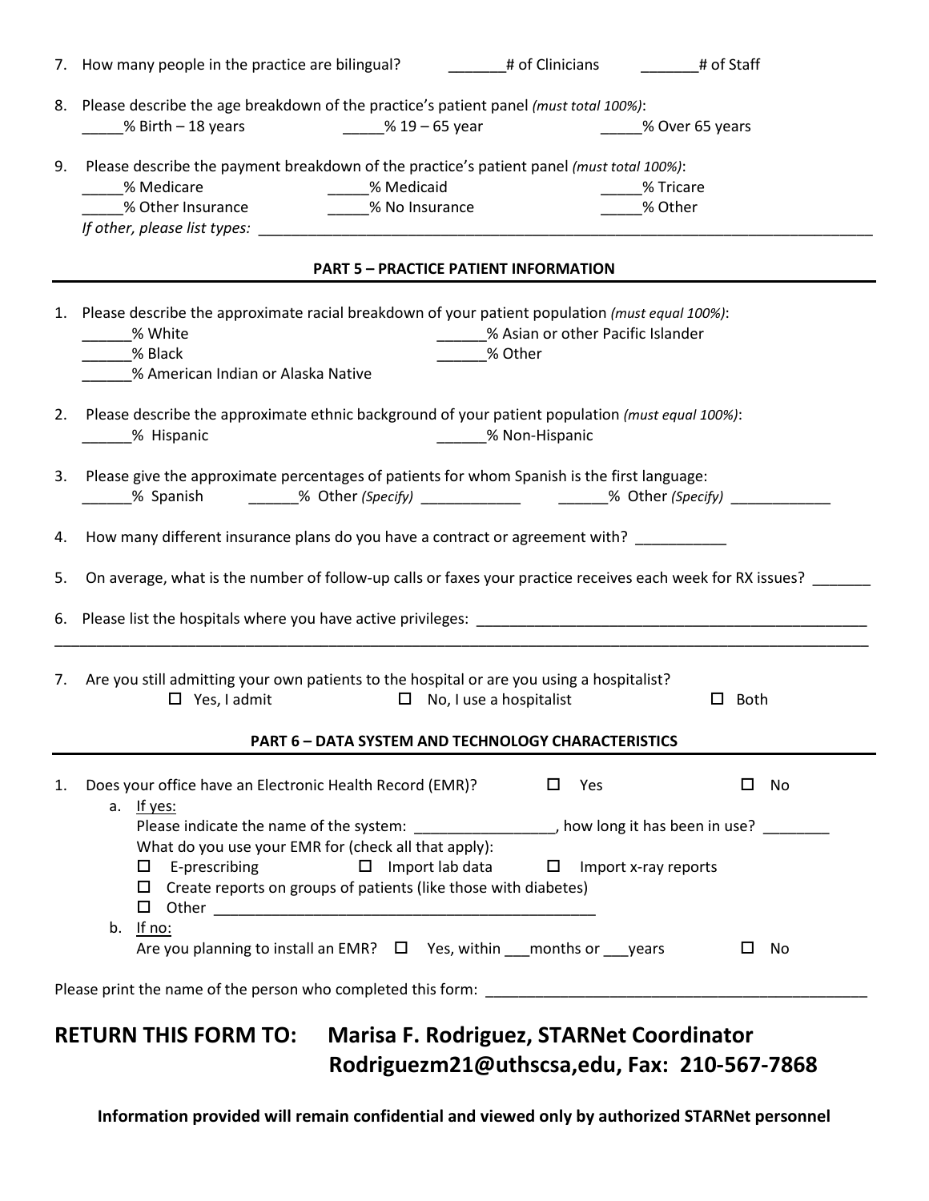7. How many people in the practice are bilingual? _______# of Clinicians _______# of Staff

8. Please describe the age breakdown of the practice's patient panel *(must total 100%)*:
   _____% Birth – 18 years _____% 19 – 65 year _____% Over 65 years

9. Please describe the payment breakdown of the practice's patient panel *(must total 100%)*:
   _____% Medicare _____% Medicaid _____% Tricare
   _____% Other Insurance _____% No Insurance _____% Other
   *If other, please list types:* ______________________________________________________________________________

## PART 5 – PRACTICE PATIENT INFORMATION

1. Please describe the approximate racial breakdown of your patient population *(must equal 100%)*:
   ______% White ______% Asian or other Pacific Islander
   ______% Black ______% Other
   ______% American Indian or Alaska Native

2. Please describe the approximate ethnic background of your patient population *(must equal 100%)*:
   ______% Hispanic ______% Non-Hispanic

3. Please give the approximate percentages of patients for whom Spanish is the first language:
   ______% Spanish ______% Other *(Specify)* ____________ ______% Other *(Specify)* ____________

4. How many different insurance plans do you have a contract or agreement with? ___________

5. On average, what is the number of follow-up calls or faxes your practice receives each week for RX issues? _______

6. Please list the hospitals where you have active privileges: _________________________________________________
   ______________________________________________________________________________________________

7. Are you still admitting your own patients to the hospital or are you using a hospitalist?
   ☐ Yes, I admit ☐ No, I use a hospitalist ☐ Both

## PART 6 – DATA SYSTEM AND TECHNOLOGY CHARACTERISTICS

1. Does your office have an Electronic Health Record (EMR)? ☐ Yes ☐ No
   a. If yes:
      Please indicate the name of the system: ________________, how long it has been in use? ________
      What do you use your EMR for (check all that apply):
      ☐ E-prescribing ☐ Import lab data ☐ Import x-ray reports
      ☐ Create reports on groups of patients (like those with diabetes)
      ☐ Other _______________________________________________
   b. If no:
      Are you planning to install an EMR? ☐ Yes, within ___months or ___years ☐ No

Please print the name of the person who completed this form: _______________________________________________

## RETURN THIS FORM TO: Marisa F. Rodriguez, STARNet Coordinator
## Rodriguezm21@uthscsa,edu, Fax: 210-567-7868

**Information provided will remain confidential and viewed only by authorized STARNet personnel**